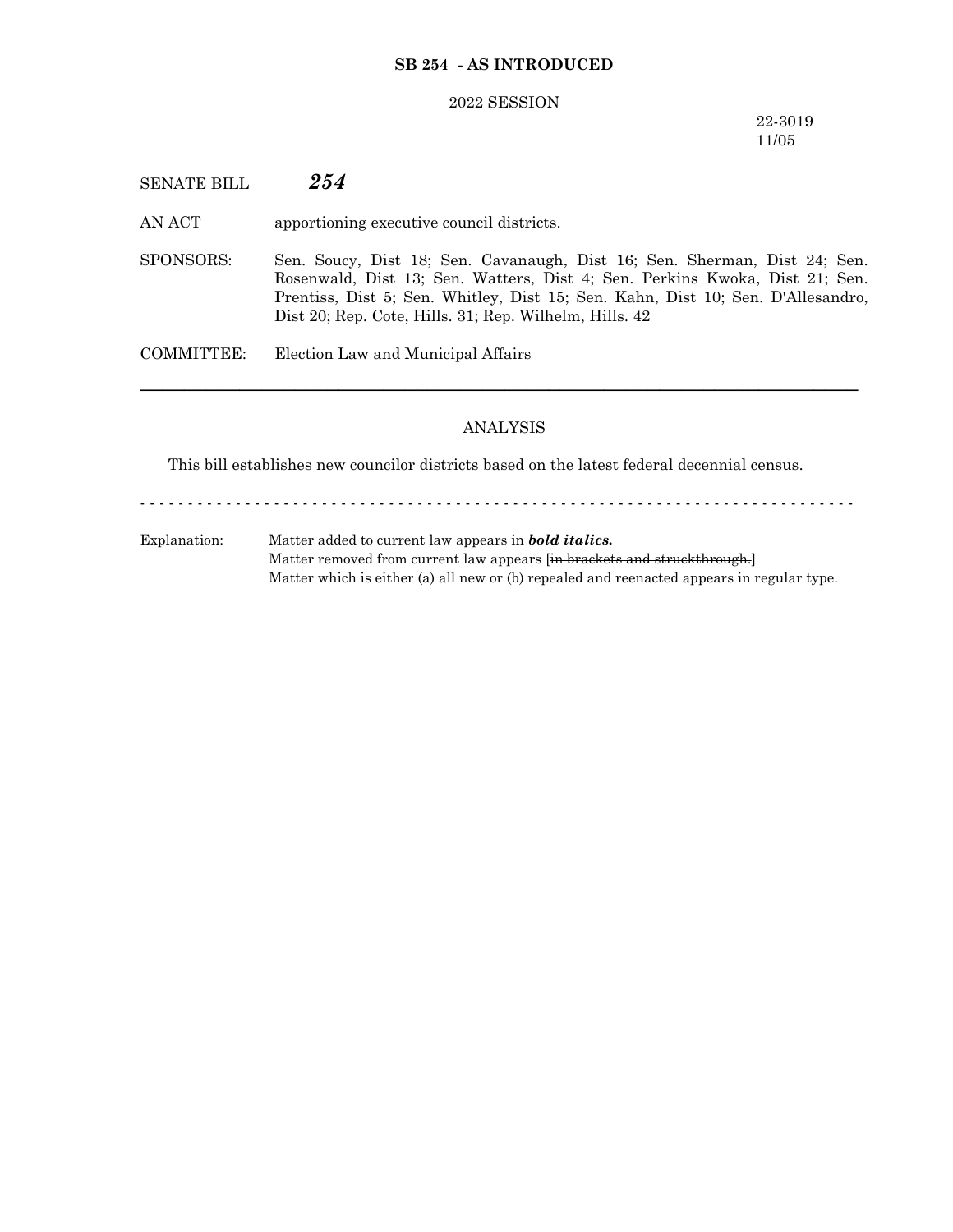**SB 254 - AS INTRODUCED**

2022 SESSION

22-3019
11/05

SENATE BILL ***254***

AN ACT apportioning executive council districts.

SPONSORS: Sen. Soucy, Dist 18; Sen. Cavanaugh, Dist 16; Sen. Sherman, Dist 24; Sen. Rosenwald, Dist 13; Sen. Watters, Dist 4; Sen. Perkins Kwoka, Dist 21; Sen. Prentiss, Dist 5; Sen. Whitley, Dist 15; Sen. Kahn, Dist 10; Sen. D'Allesandro, Dist 20; Rep. Cote, Hills. 31; Rep. Wilhelm, Hills. 42

COMMITTEE: Election Law and Municipal Affairs

---

ANALYSIS

This bill establishes new councilor districts based on the latest federal decennial census.

- - - - - - - - - - - - - - - - - - - - - - - - - - - - - - - - - - - - - - - - - - - - - - - - - - - - - - - - - - - - - - - - - - - - - - - -

Explanation: Matter added to current law appears in ***bold italics.***
Matter removed from current law appears [~~in brackets and struckthrough.~~]
Matter which is either (a) all new or (b) repealed and reenacted appears in regular type.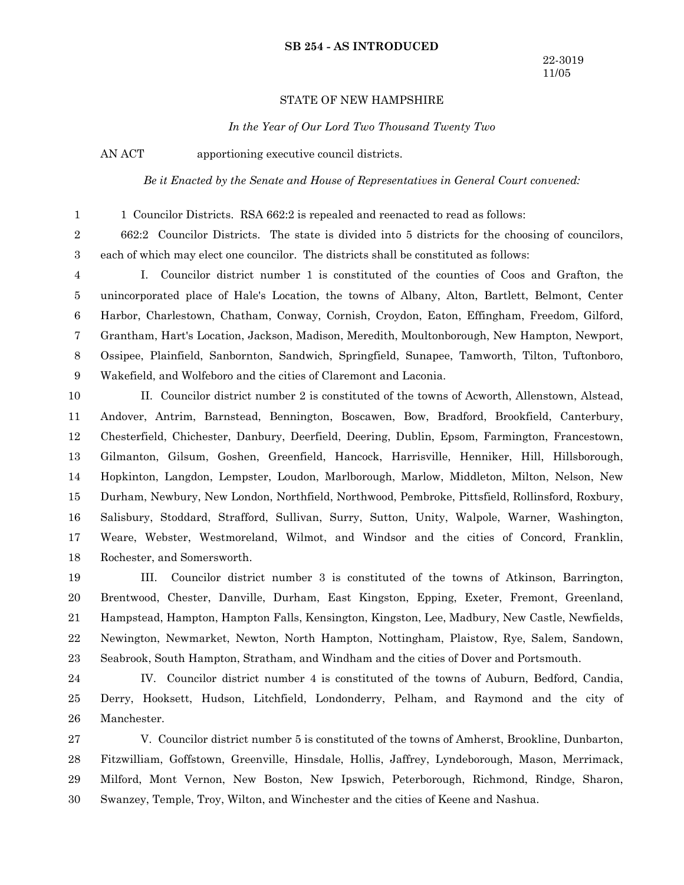**SB 254 - AS INTRODUCED**

22-3019
11/05

STATE OF NEW HAMPSHIRE

*In the Year of Our Lord Two Thousand Twenty Two*

AN ACT apportioning executive council districts.

*Be it Enacted by the Senate and House of Representatives in General Court convened:*

1 Councilor Districts. RSA 662:2 is repealed and reenacted to read as follows:

662:2 Councilor Districts. The state is divided into 5 districts for the choosing of councilors, each of which may elect one councilor. The districts shall be constituted as follows:

I. Councilor district number 1 is constituted of the counties of Coos and Grafton, the unincorporated place of Hale's Location, the towns of Albany, Alton, Bartlett, Belmont, Center Harbor, Charlestown, Chatham, Conway, Cornish, Croydon, Eaton, Effingham, Freedom, Gilford, Grantham, Hart's Location, Jackson, Madison, Meredith, Moultonborough, New Hampton, Newport, Ossipee, Plainfield, Sanbornton, Sandwich, Springfield, Sunapee, Tamworth, Tilton, Tuftonboro, Wakefield, and Wolfeboro and the cities of Claremont and Laconia.

II. Councilor district number 2 is constituted of the towns of Acworth, Allenstown, Alstead, Andover, Antrim, Barnstead, Bennington, Boscawen, Bow, Bradford, Brookfield, Canterbury, Chesterfield, Chichester, Danbury, Deerfield, Deering, Dublin, Epsom, Farmington, Francestown, Gilmanton, Gilsum, Goshen, Greenfield, Hancock, Harrisville, Henniker, Hill, Hillsborough, Hopkinton, Langdon, Lempster, Loudon, Marlborough, Marlow, Middleton, Milton, Nelson, New Durham, Newbury, New London, Northfield, Northwood, Pembroke, Pittsfield, Rollinsford, Roxbury, Salisbury, Stoddard, Strafford, Sullivan, Surry, Sutton, Unity, Walpole, Warner, Washington, Weare, Webster, Westmoreland, Wilmot, and Windsor and the cities of Concord, Franklin, Rochester, and Somersworth.

III. Councilor district number 3 is constituted of the towns of Atkinson, Barrington, Brentwood, Chester, Danville, Durham, East Kingston, Epping, Exeter, Fremont, Greenland, Hampstead, Hampton, Hampton Falls, Kensington, Kingston, Lee, Madbury, New Castle, Newfields, Newington, Newmarket, Newton, North Hampton, Nottingham, Plaistow, Rye, Salem, Sandown, Seabrook, South Hampton, Stratham, and Windham and the cities of Dover and Portsmouth.

IV. Councilor district number 4 is constituted of the towns of Auburn, Bedford, Candia, Derry, Hooksett, Hudson, Litchfield, Londonderry, Pelham, and Raymond and the city of Manchester.

V. Councilor district number 5 is constituted of the towns of Amherst, Brookline, Dunbarton, Fitzwilliam, Goffstown, Greenville, Hinsdale, Hollis, Jaffrey, Lyndeborough, Mason, Merrimack, Milford, Mont Vernon, New Boston, New Ipswich, Peterborough, Richmond, Rindge, Sharon, Swanzey, Temple, Troy, Wilton, and Winchester and the cities of Keene and Nashua.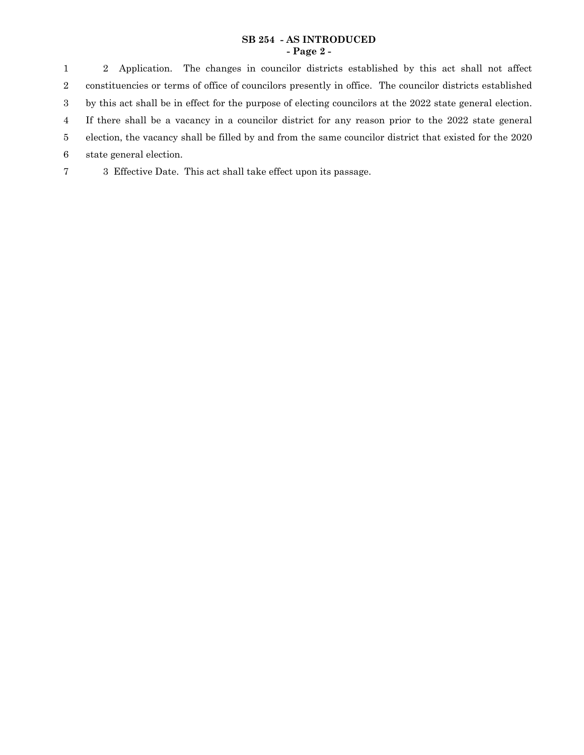2 Application. The changes in councilor districts established by this act shall not affect constituencies or terms of office of councilors presently in office. The councilor districts established by this act shall be in effect for the purpose of electing councilors at the 2022 state general election. If there shall be a vacancy in a councilor district for any reason prior to the 2022 state general election, the vacancy shall be filled by and from the same councilor district that existed for the 2020 state general election.

3 Effective Date. This act shall take effect upon its passage.